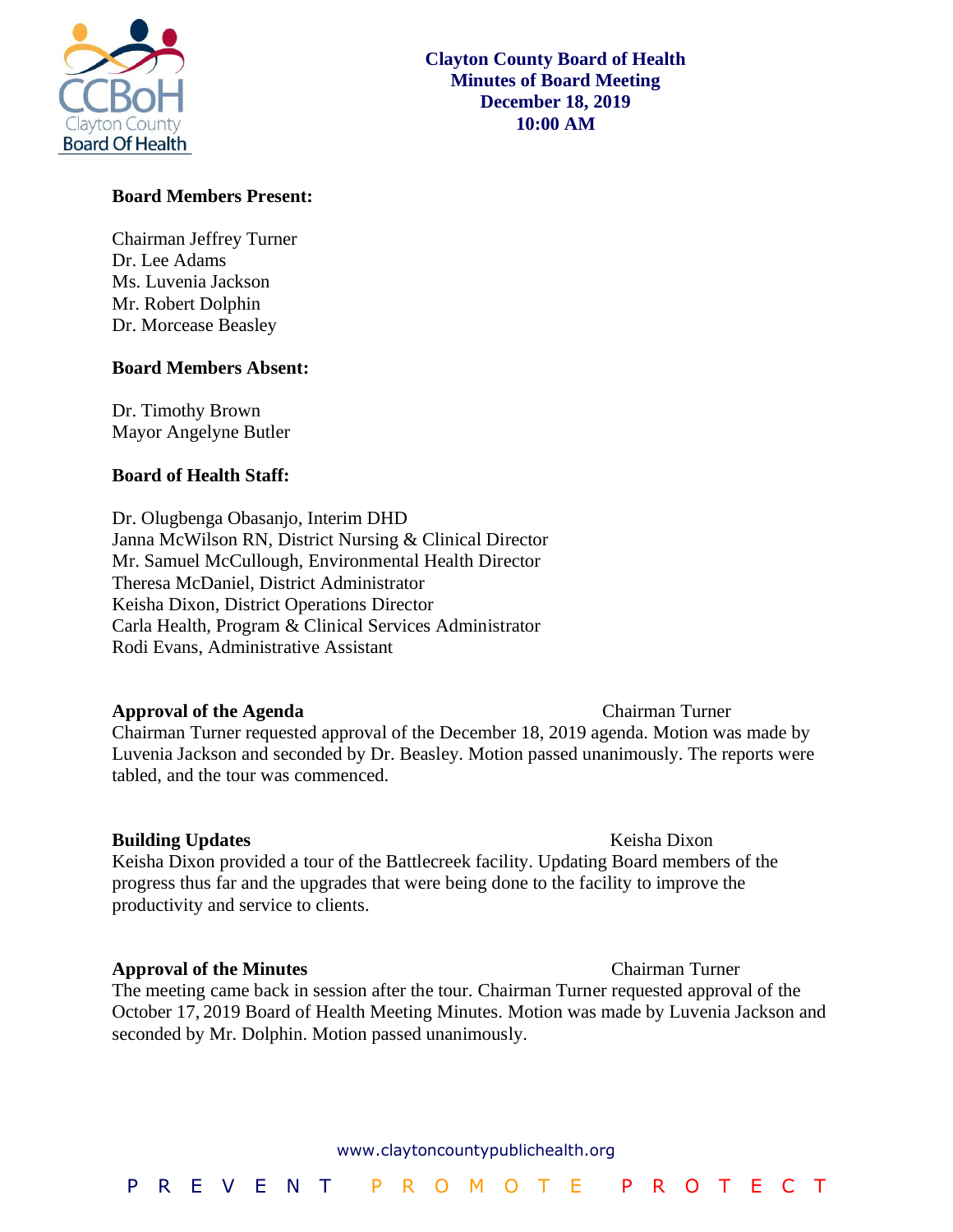# Clayton County Board of Health
## Minutes of Board Meeting
## December 18, 2019
## 10:00 AM

**Board Members Present:**

Chairman Jeffrey Turner
Dr. Lee Adams
Ms. Luvenia Jackson
Mr. Robert Dolphin
Dr. Morcease Beasley

**Board Members Absent:**

Dr. Timothy Brown
Mayor Angelyne Butler

**Board of Health Staff:**

Dr. Olugbenga Obasanjo, Interim DHD
Janna McWilson RN, District Nursing & Clinical Director
Mr. Samuel McCullough, Environmental Health Director
Theresa McDaniel, District Administrator
Keisha Dixon, District Operations Director
Carla Health, Program & Clinical Services Administrator
Rodi Evans, Administrative Assistant

**Approval of the Agenda** — Chairman Turner

Chairman Turner requested approval of the December 18, 2019 agenda. Motion was made by Luvenia Jackson and seconded by Dr. Beasley. Motion passed unanimously. The reports were tabled, and the tour was commenced.

**Building Updates** — Keisha Dixon

Keisha Dixon provided a tour of the Battlecreek facility. Updating Board members of the progress thus far and the upgrades that were being done to the facility to improve the productivity and service to clients.

**Approval of the Minutes** — Chairman Turner

The meeting came back in session after the tour. Chairman Turner requested approval of the October 17, 2019 Board of Health Meeting Minutes. Motion was made by Luvenia Jackson and seconded by Mr. Dolphin. Motion passed unanimously.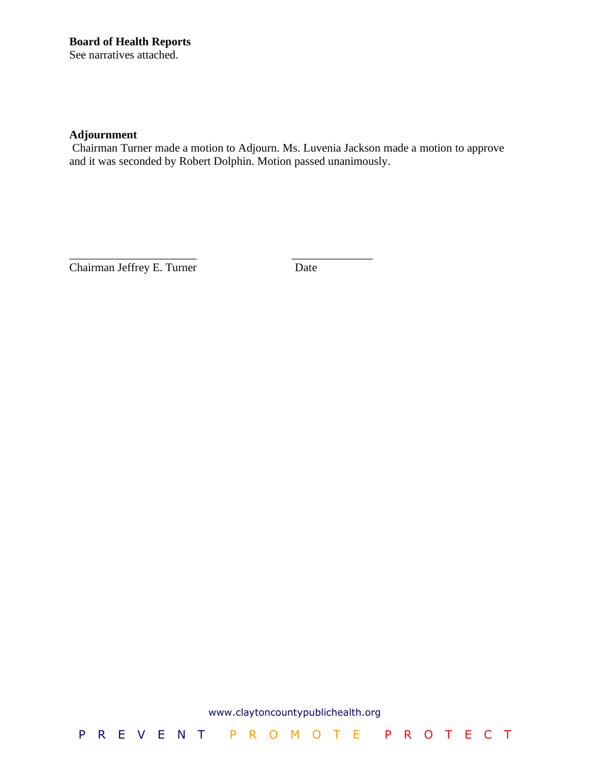**Board of Health Reports**
See narratives attached.

**Adjournment**
Chairman Turner made a motion to Adjourn. Ms. Luvenia Jackson made a motion to approve and it was seconded by Robert Dolphin. Motion passed unanimously.

______________________ ______________
Chairman Jeffrey E. Turner Date

www.claytoncountypublichealth.org

P R E V E N T P R O M O T E P R O T E C T